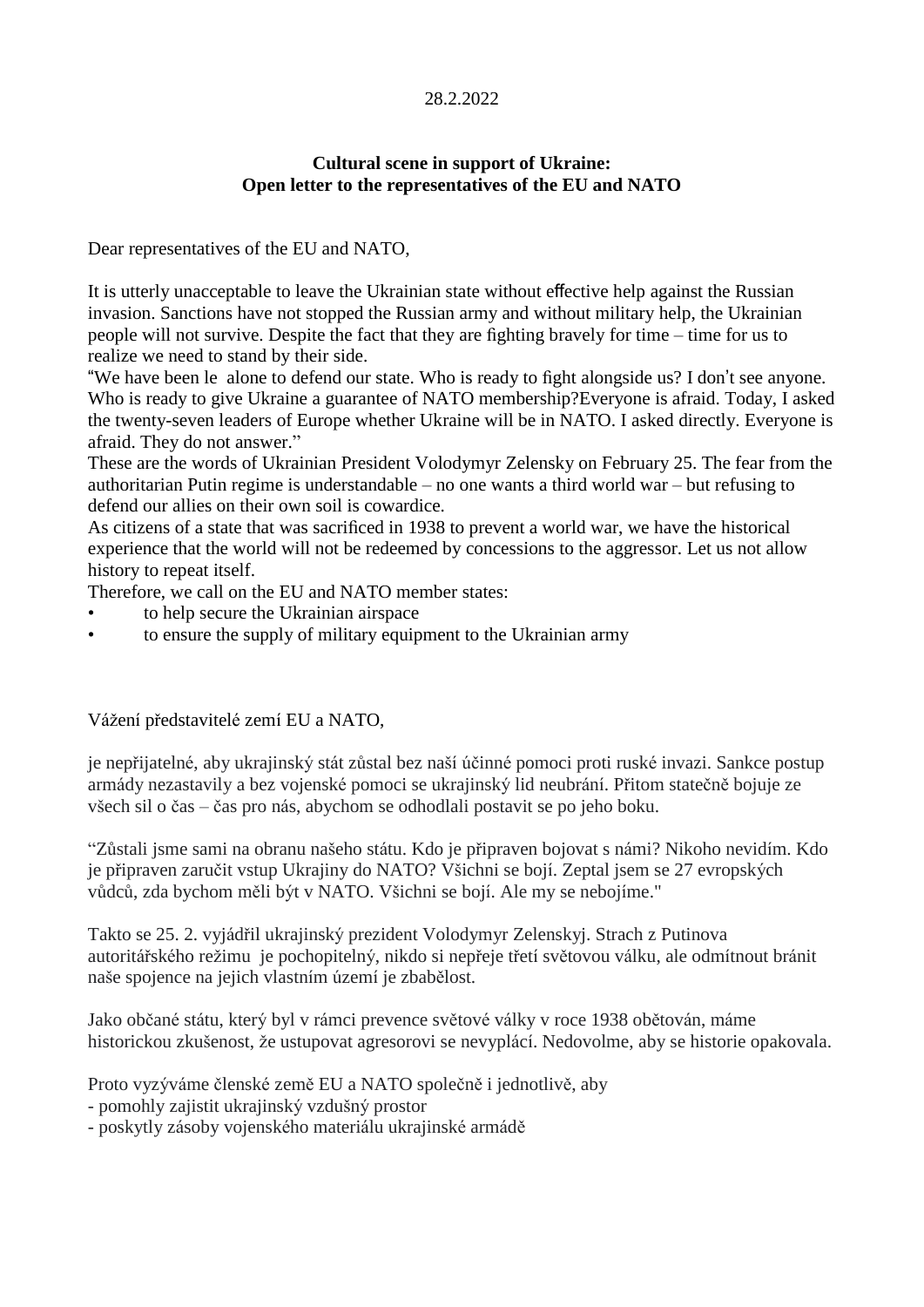28.2.2022

**Cultural scene in support of Ukraine:**
**Open letter to the representatives of the EU and NATO**

Dear representatives of the EU and NATO,

It is utterly unacceptable to leave the Ukrainian state without effective help against the Russian invasion. Sanctions have not stopped the Russian army and without military help, the Ukrainian people will not survive. Despite the fact that they are fighting bravely for time – time for us to realize we need to stand by their side.

"We have been le alone to defend our state. Who is ready to fight alongside us? I don't see anyone. Who is ready to give Ukraine a guarantee of NATO membership?Everyone is afraid. Today, I asked the twenty-seven leaders of Europe whether Ukraine will be in NATO. I asked directly. Everyone is afraid. They do not answer."

These are the words of Ukrainian President Volodymyr Zelensky on February 25. The fear from the authoritarian Putin regime is understandable – no one wants a third world war – but refusing to defend our allies on their own soil is cowardice.

As citizens of a state that was sacrificed in 1938 to prevent a world war, we have the historical experience that the world will not be redeemed by concessions to the aggressor. Let us not allow history to repeat itself.

Therefore, we call on the EU and NATO member states:

- to help secure the Ukrainian airspace
- to ensure the supply of military equipment to the Ukrainian army

Vážení představitelé zemí EU a NATO,

je nepřijatelné, aby ukrajinský stát zůstal bez naší účinné pomoci proti ruské invazi. Sankce postup armády nezastavily a bez vojenské pomoci se ukrajinský lid neubrání. Přitom statečně bojuje ze všech sil o čas – čas pro nás, abychom se odhodlali postavit se po jeho boku.

"Zůstali jsme sami na obranu našeho státu. Kdo je připraven bojovat s námi? Nikoho nevidím. Kdo je připraven zaručit vstup Ukrajiny do NATO? Všichni se bojí. Zeptal jsem se 27 evropských vůdců, zda bychom měli být v NATO. Všichni se bojí. Ale my se nebojíme."

Takto se 25. 2. vyjádřil ukrajinský prezident Volodymyr Zelenskyj. Strach z Putinova autoritářského režimu je pochopitelný, nikdo si nepřeje třetí světovou válku, ale odmítnout bránit naše spojence na jejich vlastním území je zbabělost.

Jako občané státu, který byl v rámci prevence světové války v roce 1938 obětován, máme historickou zkušenost, že ustupovat agresorovi se nevyplácí. Nedovolme, aby se historie opakovala.

Proto vyzýváme členské země EU a NATO společně i jednotlivě, aby

- pomohly zajistit ukrajinský vzdušný prostor
- poskytly zásoby vojenského materiálu ukrajinské armádě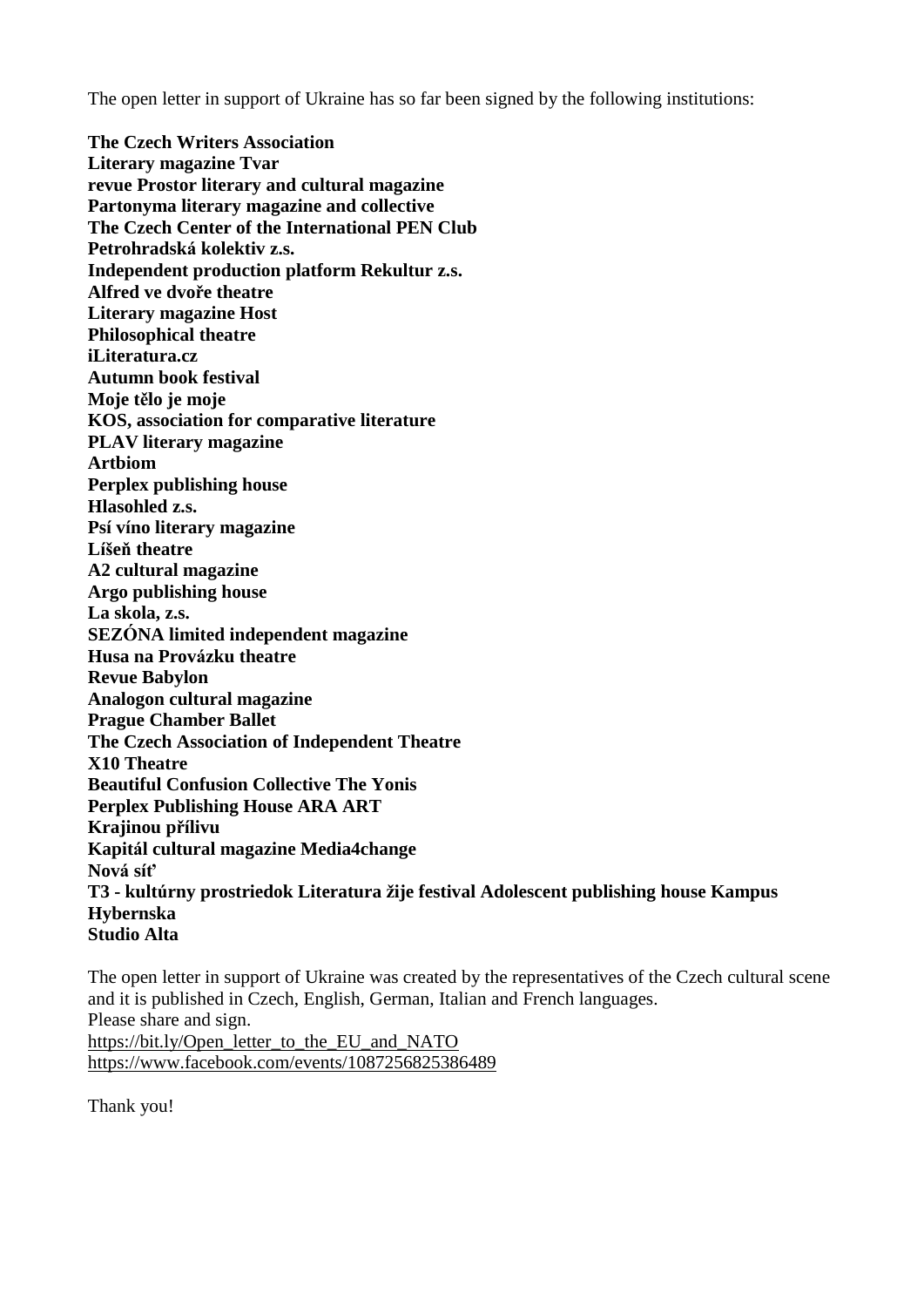The open letter in support of Ukraine has so far been signed by the following institutions:

**The Czech Writers Association**
**Literary magazine Tvar**
**revue Prostor literary and cultural magazine**
**Partonyma literary magazine and collective**
**The Czech Center of the International PEN Club**
**Petrohradská kolektiv z.s.**
**Independent production platform Rekultur z.s.**
**Alfred ve dvoře theatre**
**Literary magazine Host**
**Philosophical theatre**
**iLiteratura.cz**
**Autumn book festival**
**Moje tělo je moje**
**KOS, association for comparative literature**
**PLAV literary magazine**
**Artbiom**
**Perplex publishing house**
**Hlasohled z.s.**
**Psí víno literary magazine**
**Líšeň theatre**
**A2 cultural magazine**
**Argo publishing house**
**La skola, z.s.**
**SEZÓNA limited independent magazine**
**Husa na Provázku theatre**
**Revue Babylon**
**Analogon cultural magazine**
**Prague Chamber Ballet**
**The Czech Association of Independent Theatre**
**X10 Theatre**
**Beautiful Confusion Collective The Yonis**
**Perplex Publishing House ARA ART**
**Krajinou přílivu**
**Kapitál cultural magazine Media4change**
**Nová síť**
**T3 - kultúrny prostriedok Literatura žije festival Adolescent publishing house Kampus**
**Hybernska**
**Studio Alta**

The open letter in support of Ukraine was created by the representatives of the Czech cultural scene and it is published in Czech, English, German, Italian and French languages.
Please share and sign.
https://bit.ly/Open_letter_to_the_EU_and_NATO
https://www.facebook.com/events/1087256825386489

Thank you!